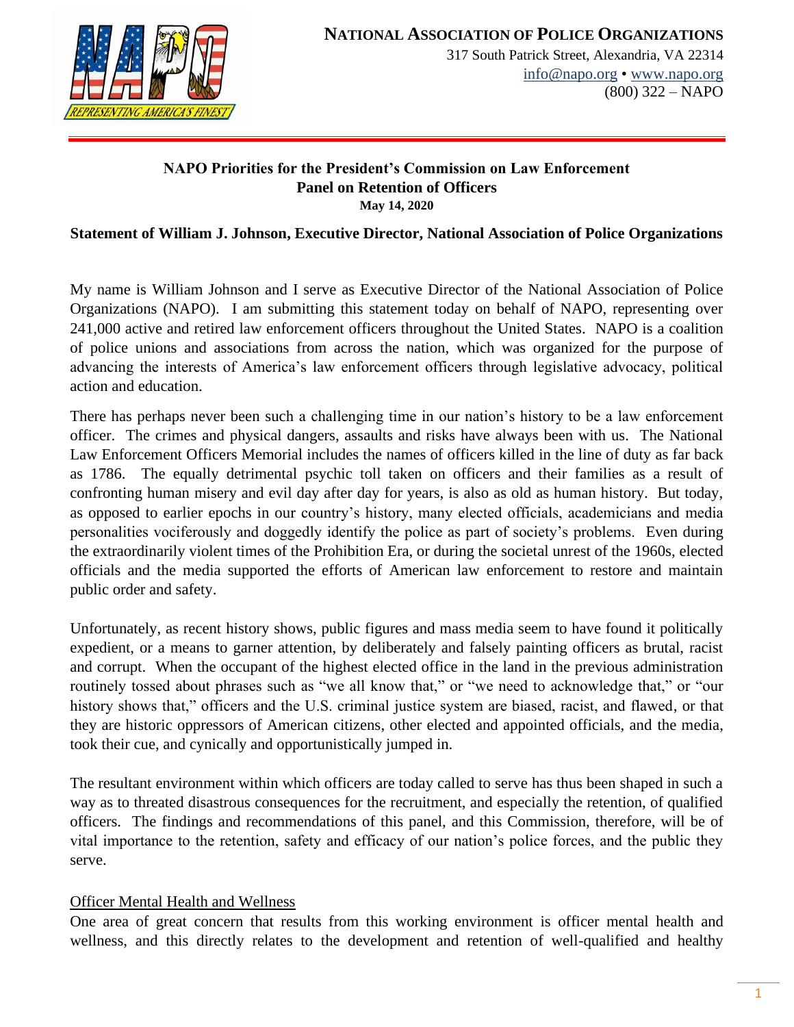**NATIONAL ASSOCIATION OF POLICE ORGANIZATIONS**
317 South Patrick Street, Alexandria, VA 22314
info@napo.org • www.napo.org
(800) 322 – NAPO

**NAPO Priorities for the President's Commission on Law Enforcement**
**Panel on Retention of Officers**
**May 14, 2020**

**Statement of William J. Johnson, Executive Director, National Association of Police Organizations**

My name is William Johnson and I serve as Executive Director of the National Association of Police Organizations (NAPO). I am submitting this statement today on behalf of NAPO, representing over 241,000 active and retired law enforcement officers throughout the United States. NAPO is a coalition of police unions and associations from across the nation, which was organized for the purpose of advancing the interests of America's law enforcement officers through legislative advocacy, political action and education.

There has perhaps never been such a challenging time in our nation's history to be a law enforcement officer. The crimes and physical dangers, assaults and risks have always been with us. The National Law Enforcement Officers Memorial includes the names of officers killed in the line of duty as far back as 1786. The equally detrimental psychic toll taken on officers and their families as a result of confronting human misery and evil day after day for years, is also as old as human history. But today, as opposed to earlier epochs in our country's history, many elected officials, academicians and media personalities vociferously and doggedly identify the police as part of society's problems. Even during the extraordinarily violent times of the Prohibition Era, or during the societal unrest of the 1960s, elected officials and the media supported the efforts of American law enforcement to restore and maintain public order and safety.

Unfortunately, as recent history shows, public figures and mass media seem to have found it politically expedient, or a means to garner attention, by deliberately and falsely painting officers as brutal, racist and corrupt. When the occupant of the highest elected office in the land in the previous administration routinely tossed about phrases such as "we all know that," or "we need to acknowledge that," or "our history shows that," officers and the U.S. criminal justice system are biased, racist, and flawed, or that they are historic oppressors of American citizens, other elected and appointed officials, and the media, took their cue, and cynically and opportunistically jumped in.

The resultant environment within which officers are today called to serve has thus been shaped in such a way as to threated disastrous consequences for the recruitment, and especially the retention, of qualified officers. The findings and recommendations of this panel, and this Commission, therefore, will be of vital importance to the retention, safety and efficacy of our nation's police forces, and the public they serve.

## Officer Mental Health and Wellness

One area of great concern that results from this working environment is officer mental health and wellness, and this directly relates to the development and retention of well-qualified and healthy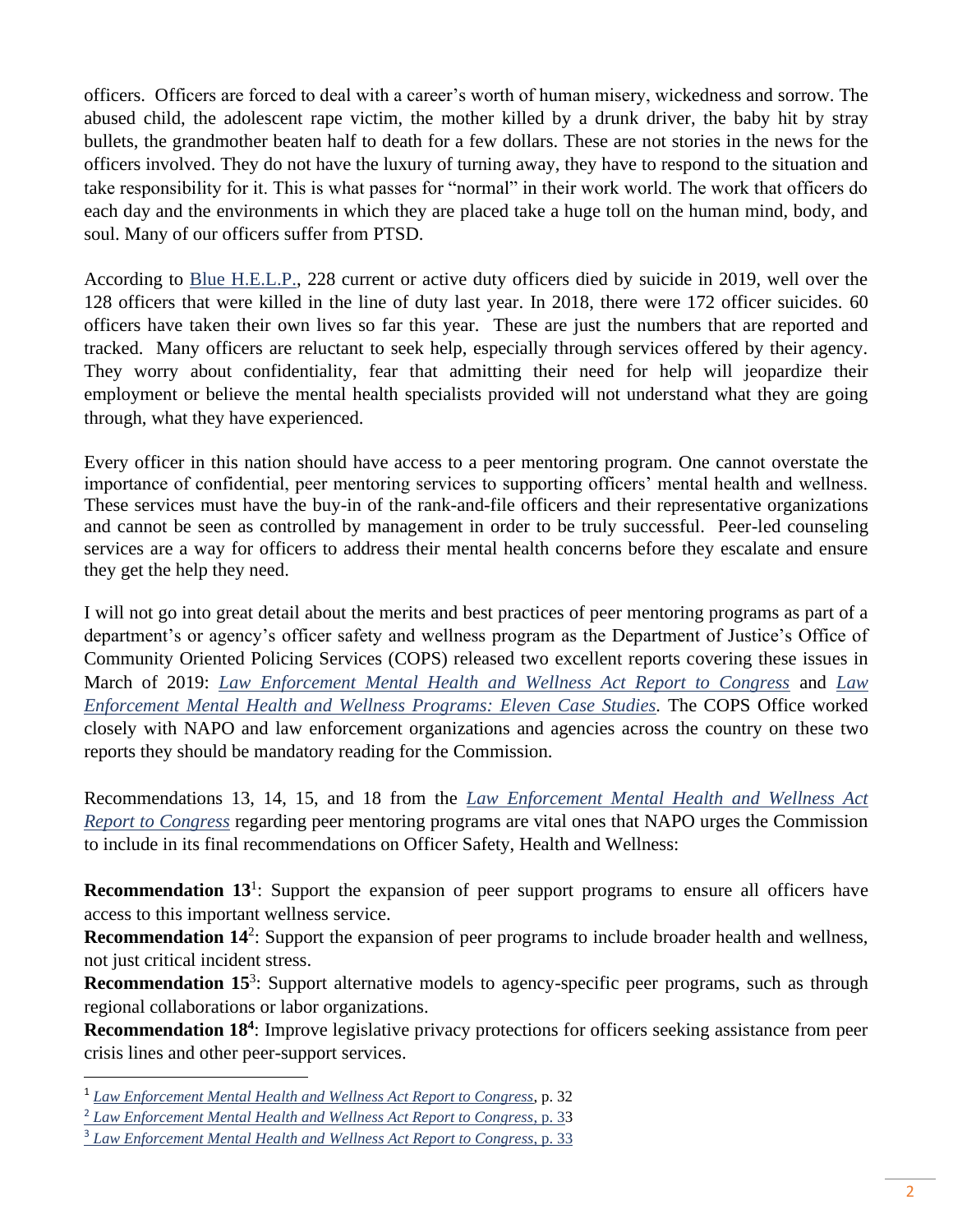officers. Officers are forced to deal with a career's worth of human misery, wickedness and sorrow. The abused child, the adolescent rape victim, the mother killed by a drunk driver, the baby hit by stray bullets, the grandmother beaten half to death for a few dollars. These are not stories in the news for the officers involved. They do not have the luxury of turning away, they have to respond to the situation and take responsibility for it. This is what passes for "normal" in their work world. The work that officers do each day and the environments in which they are placed take a huge toll on the human mind, body, and soul. Many of our officers suffer from PTSD.

According to Blue H.E.L.P., 228 current or active duty officers died by suicide in 2019, well over the 128 officers that were killed in the line of duty last year. In 2018, there were 172 officer suicides. 60 officers have taken their own lives so far this year. These are just the numbers that are reported and tracked. Many officers are reluctant to seek help, especially through services offered by their agency. They worry about confidentiality, fear that admitting their need for help will jeopardize their employment or believe the mental health specialists provided will not understand what they are going through, what they have experienced.

Every officer in this nation should have access to a peer mentoring program. One cannot overstate the importance of confidential, peer mentoring services to supporting officers' mental health and wellness. These services must have the buy-in of the rank-and-file officers and their representative organizations and cannot be seen as controlled by management in order to be truly successful. Peer-led counseling services are a way for officers to address their mental health concerns before they escalate and ensure they get the help they need.

I will not go into great detail about the merits and best practices of peer mentoring programs as part of a department's or agency's officer safety and wellness program as the Department of Justice's Office of Community Oriented Policing Services (COPS) released two excellent reports covering these issues in March of 2019: *Law Enforcement Mental Health and Wellness Act Report to Congress* and *Law Enforcement Mental Health and Wellness Programs: Eleven Case Studies*. The COPS Office worked closely with NAPO and law enforcement organizations and agencies across the country on these two reports they should be mandatory reading for the Commission.

Recommendations 13, 14, 15, and 18 from the *Law Enforcement Mental Health and Wellness Act Report to Congress* regarding peer mentoring programs are vital ones that NAPO urges the Commission to include in its final recommendations on Officer Safety, Health and Wellness:

**Recommendation 13**[1]: Support the expansion of peer support programs to ensure all officers have access to this important wellness service.
**Recommendation 14**[2]: Support the expansion of peer programs to include broader health and wellness, not just critical incident stress.
**Recommendation 15**[3]: Support alternative models to agency-specific peer programs, such as through regional collaborations or labor organizations.
**Recommendation 18**[4]: Improve legislative privacy protections for officers seeking assistance from peer crisis lines and other peer-support services.

[1] *Law Enforcement Mental Health and Wellness Act Report to Congress*, p. 32
[2] *Law Enforcement Mental Health and Wellness Act Report to Congress*, p. 33
[3] *Law Enforcement Mental Health and Wellness Act Report to Congress*, p. 33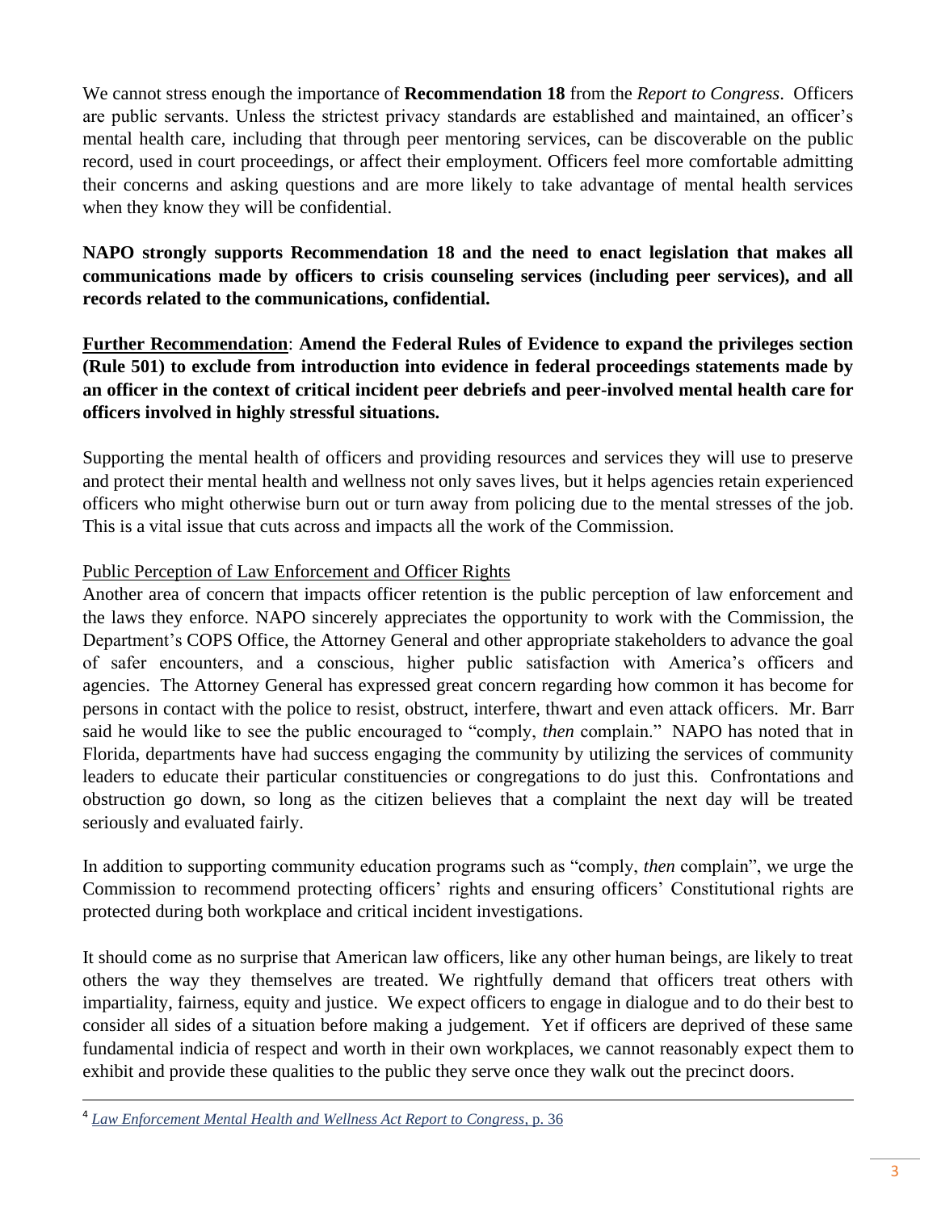We cannot stress enough the importance of **Recommendation 18** from the *Report to Congress*. Officers are public servants. Unless the strictest privacy standards are established and maintained, an officer's mental health care, including that through peer mentoring services, can be discoverable on the public record, used in court proceedings, or affect their employment. Officers feel more comfortable admitting their concerns and asking questions and are more likely to take advantage of mental health services when they know they will be confidential.

**NAPO strongly supports Recommendation 18 and the need to enact legislation that makes all communications made by officers to crisis counseling services (including peer services), and all records related to the communications, confidential.**

**Further Recommendation**: **Amend the Federal Rules of Evidence to expand the privileges section (Rule 501) to exclude from introduction into evidence in federal proceedings statements made by an officer in the context of critical incident peer debriefs and peer-involved mental health care for officers involved in highly stressful situations.**

Supporting the mental health of officers and providing resources and services they will use to preserve and protect their mental health and wellness not only saves lives, but it helps agencies retain experienced officers who might otherwise burn out or turn away from policing due to the mental stresses of the job. This is a vital issue that cuts across and impacts all the work of the Commission.

## Public Perception of Law Enforcement and Officer Rights

Another area of concern that impacts officer retention is the public perception of law enforcement and the laws they enforce. NAPO sincerely appreciates the opportunity to work with the Commission, the Department's COPS Office, the Attorney General and other appropriate stakeholders to advance the goal of safer encounters, and a conscious, higher public satisfaction with America's officers and agencies. The Attorney General has expressed great concern regarding how common it has become for persons in contact with the police to resist, obstruct, interfere, thwart and even attack officers. Mr. Barr said he would like to see the public encouraged to "comply, *then* complain." NAPO has noted that in Florida, departments have had success engaging the community by utilizing the services of community leaders to educate their particular constituencies or congregations to do just this. Confrontations and obstruction go down, so long as the citizen believes that a complaint the next day will be treated seriously and evaluated fairly.

In addition to supporting community education programs such as "comply, *then* complain", we urge the Commission to recommend protecting officers' rights and ensuring officers' Constitutional rights are protected during both workplace and critical incident investigations.

It should come as no surprise that American law officers, like any other human beings, are likely to treat others the way they themselves are treated. We rightfully demand that officers treat others with impartiality, fairness, equity and justice. We expect officers to engage in dialogue and to do their best to consider all sides of a situation before making a judgement. Yet if officers are deprived of these same fundamental indicia of respect and worth in their own workplaces, we cannot reasonably expect them to exhibit and provide these qualities to the public they serve once they walk out the precinct doors.

---

[4] *Law Enforcement Mental Health and Wellness Act Report to Congress*, p. 36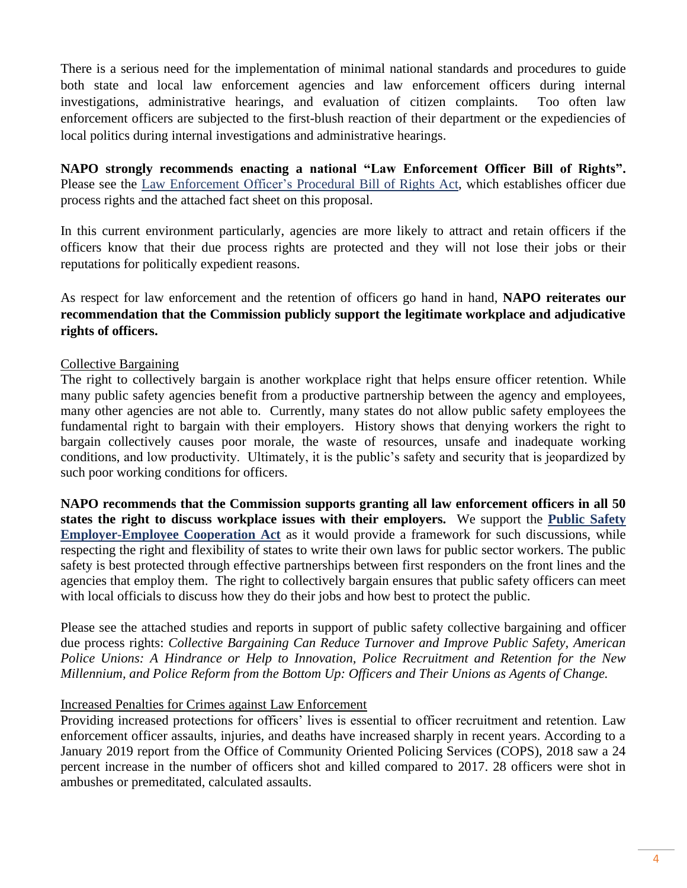There is a serious need for the implementation of minimal national standards and procedures to guide both state and local law enforcement agencies and law enforcement officers during internal investigations, administrative hearings, and evaluation of citizen complaints. Too often law enforcement officers are subjected to the first-blush reaction of their department or the expediencies of local politics during internal investigations and administrative hearings.

**NAPO strongly recommends enacting a national "Law Enforcement Officer Bill of Rights".** Please see the Law Enforcement Officer's Procedural Bill of Rights Act, which establishes officer due process rights and the attached fact sheet on this proposal.

In this current environment particularly, agencies are more likely to attract and retain officers if the officers know that their due process rights are protected and they will not lose their jobs or their reputations for politically expedient reasons.

As respect for law enforcement and the retention of officers go hand in hand, **NAPO reiterates our recommendation that the Commission publicly support the legitimate workplace and adjudicative rights of officers.**

## Collective Bargaining

The right to collectively bargain is another workplace right that helps ensure officer retention. While many public safety agencies benefit from a productive partnership between the agency and employees, many other agencies are not able to. Currently, many states do not allow public safety employees the fundamental right to bargain with their employers. History shows that denying workers the right to bargain collectively causes poor morale, the waste of resources, unsafe and inadequate working conditions, and low productivity. Ultimately, it is the public's safety and security that is jeopardized by such poor working conditions for officers.

**NAPO recommends that the Commission supports granting all law enforcement officers in all 50 states the right to discuss workplace issues with their employers.** We support the **Public Safety Employer-Employee Cooperation Act** as it would provide a framework for such discussions, while respecting the right and flexibility of states to write their own laws for public sector workers. The public safety is best protected through effective partnerships between first responders on the front lines and the agencies that employ them. The right to collectively bargain ensures that public safety officers can meet with local officials to discuss how they do their jobs and how best to protect the public.

Please see the attached studies and reports in support of public safety collective bargaining and officer due process rights: *Collective Bargaining Can Reduce Turnover and Improve Public Safety, American Police Unions: A Hindrance or Help to Innovation, Police Recruitment and Retention for the New Millennium, and Police Reform from the Bottom Up: Officers and Their Unions as Agents of Change.*

## Increased Penalties for Crimes against Law Enforcement

Providing increased protections for officers' lives is essential to officer recruitment and retention. Law enforcement officer assaults, injuries, and deaths have increased sharply in recent years. According to a January 2019 report from the Office of Community Oriented Policing Services (COPS), 2018 saw a 24 percent increase in the number of officers shot and killed compared to 2017. 28 officers were shot in ambushes or premeditated, calculated assaults.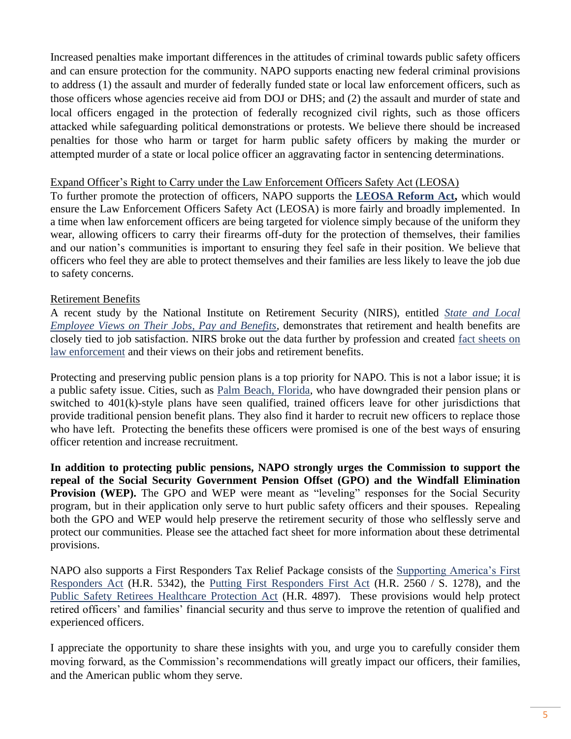Increased penalties make important differences in the attitudes of criminal towards public safety officers and can ensure protection for the community. NAPO supports enacting new federal criminal provisions to address (1) the assault and murder of federally funded state or local law enforcement officers, such as those officers whose agencies receive aid from DOJ or DHS; and (2) the assault and murder of state and local officers engaged in the protection of federally recognized civil rights, such as those officers attacked while safeguarding political demonstrations or protests. We believe there should be increased penalties for those who harm or target for harm public safety officers by making the murder or attempted murder of a state or local police officer an aggravating factor in sentencing determinations.

Expand Officer's Right to Carry under the Law Enforcement Officers Safety Act (LEOSA)

To further promote the protection of officers, NAPO supports the **LEOSA Reform Act,** which would ensure the Law Enforcement Officers Safety Act (LEOSA) is more fairly and broadly implemented. In a time when law enforcement officers are being targeted for violence simply because of the uniform they wear, allowing officers to carry their firearms off-duty for the protection of themselves, their families and our nation's communities is important to ensuring they feel safe in their position. We believe that officers who feel they are able to protect themselves and their families are less likely to leave the job due to safety concerns.

Retirement Benefits

A recent study by the National Institute on Retirement Security (NIRS), entitled *State and Local Employee Views on Their Jobs, Pay and Benefits*, demonstrates that retirement and health benefits are closely tied to job satisfaction. NIRS broke out the data further by profession and created fact sheets on law enforcement and their views on their jobs and retirement benefits.

Protecting and preserving public pension plans is a top priority for NAPO. This is not a labor issue; it is a public safety issue. Cities, such as Palm Beach, Florida, who have downgraded their pension plans or switched to 401(k)-style plans have seen qualified, trained officers leave for other jurisdictions that provide traditional pension benefit plans. They also find it harder to recruit new officers to replace those who have left. Protecting the benefits these officers were promised is one of the best ways of ensuring officer retention and increase recruitment.

**In addition to protecting public pensions, NAPO strongly urges the Commission to support the repeal of the Social Security Government Pension Offset (GPO) and the Windfall Elimination Provision (WEP).** The GPO and WEP were meant as "leveling" responses for the Social Security program, but in their application only serve to hurt public safety officers and their spouses. Repealing both the GPO and WEP would help preserve the retirement security of those who selflessly serve and protect our communities. Please see the attached fact sheet for more information about these detrimental provisions.

NAPO also supports a First Responders Tax Relief Package consists of the Supporting America's First Responders Act (H.R. 5342), the Putting First Responders First Act (H.R. 2560 / S. 1278), and the Public Safety Retirees Healthcare Protection Act (H.R. 4897). These provisions would help protect retired officers' and families' financial security and thus serve to improve the retention of qualified and experienced officers.

I appreciate the opportunity to share these insights with you, and urge you to carefully consider them moving forward, as the Commission's recommendations will greatly impact our officers, their families, and the American public whom they serve.